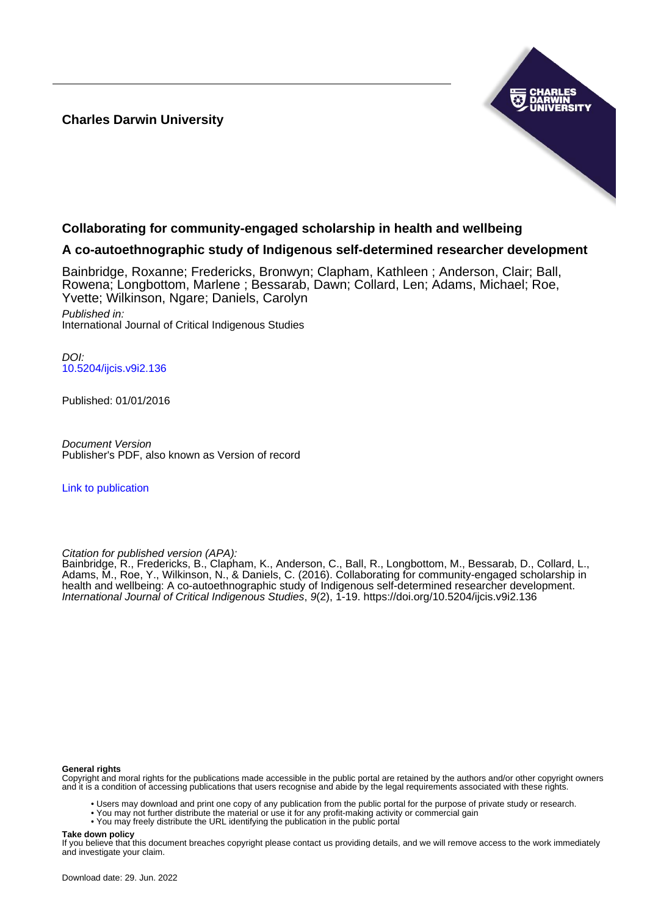**Charles Darwin University**

# Collaborating for community-engaged scholarship in health and wellbeing

## A co-autoethnographic study of Indigenous self-determined researcher development

Bainbridge, Roxanne; Fredericks, Bronwyn; Clapham, Kathleen ; Anderson, Clair; Ball, Rowena; Longbottom, Marlene ; Bessarab, Dawn; Collard, Len; Adams, Michael; Roe, Yvette; Wilkinson, Ngare; Daniels, Carolyn

*Published in:*
International Journal of Critical Indigenous Studies

*DOI:*
10.5204/ijcis.v9i2.136

Published: 01/01/2016

*Document Version*
Publisher's PDF, also known as Version of record

Link to publication

*Citation for published version (APA):*
Bainbridge, R., Fredericks, B., Clapham, K., Anderson, C., Ball, R., Longbottom, M., Bessarab, D., Collard, L., Adams, M., Roe, Y., Wilkinson, N., & Daniels, C. (2016). Collaborating for community-engaged scholarship in health and wellbeing: A co-autoethnographic study of Indigenous self-determined researcher development. *International Journal of Critical Indigenous Studies*, *9*(2), 1-19. https://doi.org/10.5204/ijcis.v9i2.136

**General rights**
Copyright and moral rights for the publications made accessible in the public portal are retained by the authors and/or other copyright owners and it is a condition of accessing publications that users recognise and abide by the legal requirements associated with these rights.

- Users may download and print one copy of any publication from the public portal for the purpose of private study or research.
- You may not further distribute the material or use it for any profit-making activity or commercial gain
- You may freely distribute the URL identifying the publication in the public portal

**Take down policy**
If you believe that this document breaches copyright please contact us providing details, and we will remove access to the work immediately and investigate your claim.

Download date: 29. Jun. 2022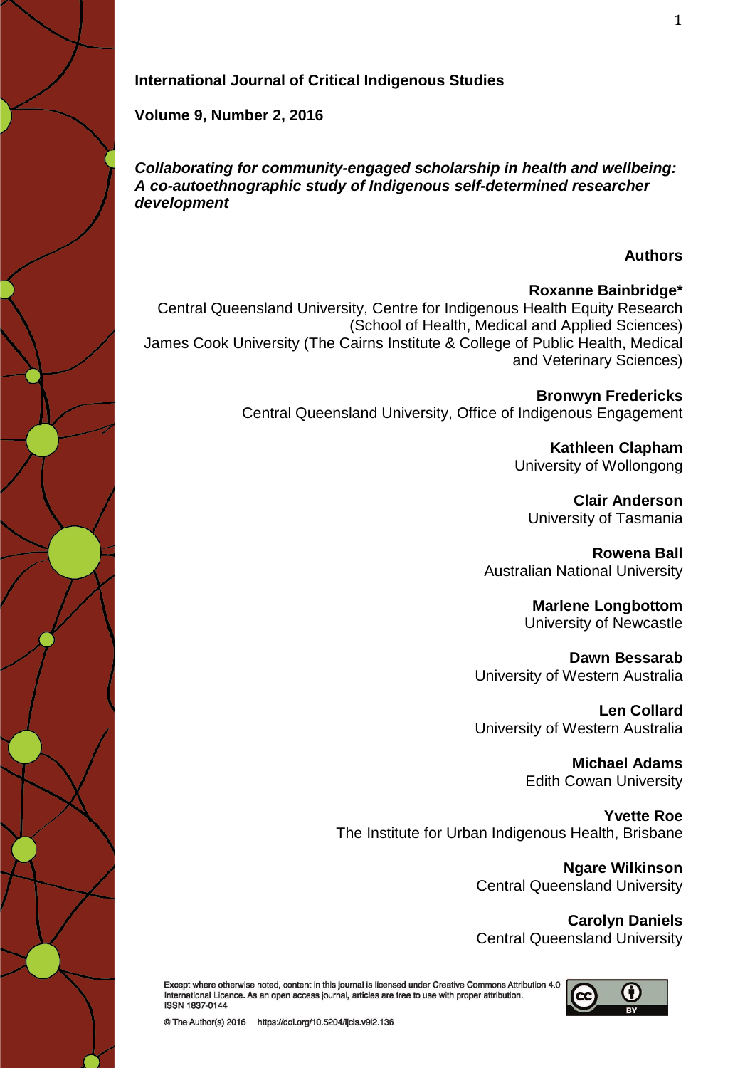**International Journal of Critical Indigenous Studies**

**Volume 9, Number 2, 2016**

***Collaborating for community-engaged scholarship in health and wellbeing: A co-autoethnographic study of Indigenous self-determined researcher development***

**Authors**

**Roxanne Bainbridge***
Central Queensland University, Centre for Indigenous Health Equity Research (School of Health, Medical and Applied Sciences)
James Cook University (The Cairns Institute & College of Public Health, Medical and Veterinary Sciences)

**Bronwyn Fredericks**
Central Queensland University, Office of Indigenous Engagement

**Kathleen Clapham**
University of Wollongong

**Clair Anderson**
University of Tasmania

**Rowena Ball**
Australian National University

**Marlene Longbottom**
University of Newcastle

**Dawn Bessarab**
University of Western Australia

**Len Collard**
University of Western Australia

**Michael Adams**
Edith Cowan University

**Yvette Roe**
The Institute for Urban Indigenous Health, Brisbane

**Ngare Wilkinson**
Central Queensland University

**Carolyn Daniels**
Central Queensland University

Except where otherwise noted, content in this journal is licensed under Creative Commons Attribution 4.0 International Licence. As an open access journal, articles are free to use with proper attribution.
ISSN 1837-0144

© The Author(s) 2016 https://doi.org/10.5204/ijcis.v9i2.136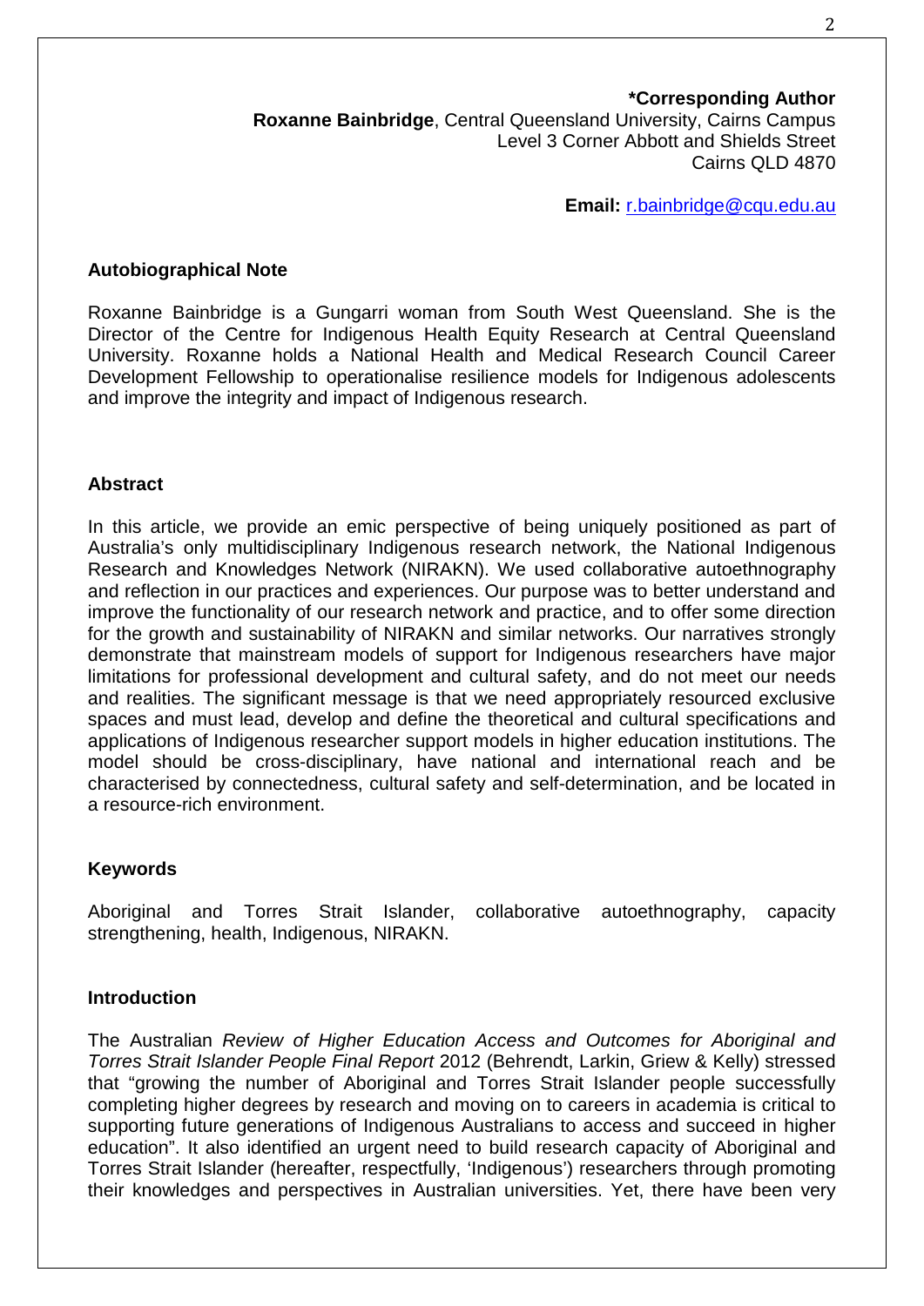**\*Corresponding Author**
**Roxanne Bainbridge**, Central Queensland University, Cairns Campus
Level 3 Corner Abbott and Shields Street
Cairns QLD 4870

**Email:** r.bainbridge@cqu.edu.au

## Autobiographical Note

Roxanne Bainbridge is a Gungarri woman from South West Queensland. She is the Director of the Centre for Indigenous Health Equity Research at Central Queensland University. Roxanne holds a National Health and Medical Research Council Career Development Fellowship to operationalise resilience models for Indigenous adolescents and improve the integrity and impact of Indigenous research.

## Abstract

In this article, we provide an emic perspective of being uniquely positioned as part of Australia's only multidisciplinary Indigenous research network, the National Indigenous Research and Knowledges Network (NIRAKN). We used collaborative autoethnography and reflection in our practices and experiences. Our purpose was to better understand and improve the functionality of our research network and practice, and to offer some direction for the growth and sustainability of NIRAKN and similar networks. Our narratives strongly demonstrate that mainstream models of support for Indigenous researchers have major limitations for professional development and cultural safety, and do not meet our needs and realities. The significant message is that we need appropriately resourced exclusive spaces and must lead, develop and define the theoretical and cultural specifications and applications of Indigenous researcher support models in higher education institutions. The model should be cross-disciplinary, have national and international reach and be characterised by connectedness, cultural safety and self-determination, and be located in a resource-rich environment.

## Keywords

Aboriginal and Torres Strait Islander, collaborative autoethnography, capacity strengthening, health, Indigenous, NIRAKN.

## Introduction

The Australian *Review of Higher Education Access and Outcomes for Aboriginal and Torres Strait Islander People Final Report* 2012 (Behrendt, Larkin, Griew & Kelly) stressed that "growing the number of Aboriginal and Torres Strait Islander people successfully completing higher degrees by research and moving on to careers in academia is critical to supporting future generations of Indigenous Australians to access and succeed in higher education". It also identified an urgent need to build research capacity of Aboriginal and Torres Strait Islander (hereafter, respectfully, 'Indigenous') researchers through promoting their knowledges and perspectives in Australian universities. Yet, there have been very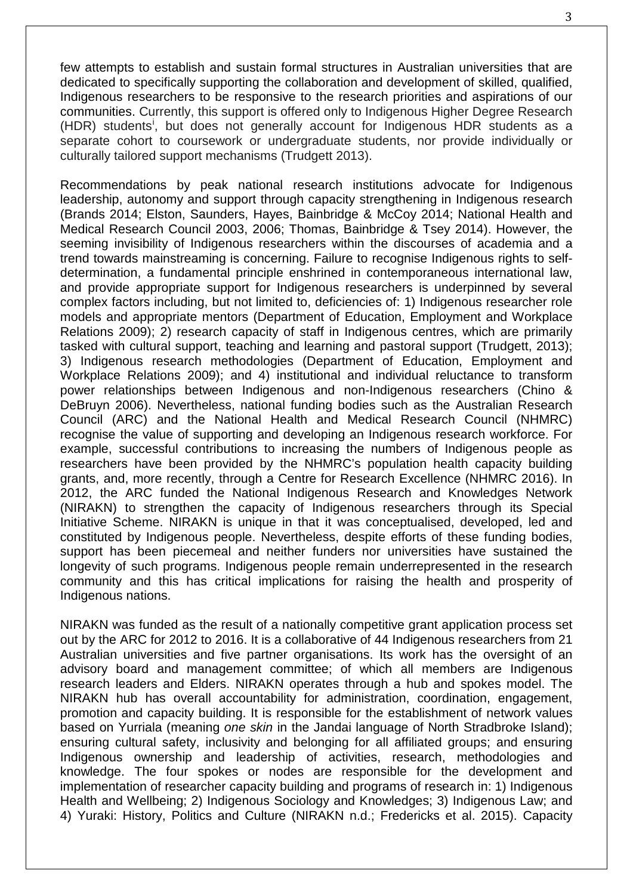few attempts to establish and sustain formal structures in Australian universities that are dedicated to specifically supporting the collaboration and development of skilled, qualified, Indigenous researchers to be responsive to the research priorities and aspirations of our communities. Currently, this support is offered only to Indigenous Higher Degree Research (HDR) students[i], but does not generally account for Indigenous HDR students as a separate cohort to coursework or undergraduate students, nor provide individually or culturally tailored support mechanisms (Trudgett 2013).

Recommendations by peak national research institutions advocate for Indigenous leadership, autonomy and support through capacity strengthening in Indigenous research (Brands 2014; Elston, Saunders, Hayes, Bainbridge & McCoy 2014; National Health and Medical Research Council 2003, 2006; Thomas, Bainbridge & Tsey 2014). However, the seeming invisibility of Indigenous researchers within the discourses of academia and a trend towards mainstreaming is concerning. Failure to recognise Indigenous rights to self-determination, a fundamental principle enshrined in contemporaneous international law, and provide appropriate support for Indigenous researchers is underpinned by several complex factors including, but not limited to, deficiencies of: 1) Indigenous researcher role models and appropriate mentors (Department of Education, Employment and Workplace Relations 2009); 2) research capacity of staff in Indigenous centres, which are primarily tasked with cultural support, teaching and learning and pastoral support (Trudgett, 2013); 3) Indigenous research methodologies (Department of Education, Employment and Workplace Relations 2009); and 4) institutional and individual reluctance to transform power relationships between Indigenous and non-Indigenous researchers (Chino & DeBruyn 2006). Nevertheless, national funding bodies such as the Australian Research Council (ARC) and the National Health and Medical Research Council (NHMRC) recognise the value of supporting and developing an Indigenous research workforce. For example, successful contributions to increasing the numbers of Indigenous people as researchers have been provided by the NHMRC's population health capacity building grants, and, more recently, through a Centre for Research Excellence (NHMRC 2016). In 2012, the ARC funded the National Indigenous Research and Knowledges Network (NIRAKN) to strengthen the capacity of Indigenous researchers through its Special Initiative Scheme. NIRAKN is unique in that it was conceptualised, developed, led and constituted by Indigenous people. Nevertheless, despite efforts of these funding bodies, support has been piecemeal and neither funders nor universities have sustained the longevity of such programs. Indigenous people remain underrepresented in the research community and this has critical implications for raising the health and prosperity of Indigenous nations.

NIRAKN was funded as the result of a nationally competitive grant application process set out by the ARC for 2012 to 2016. It is a collaborative of 44 Indigenous researchers from 21 Australian universities and five partner organisations. Its work has the oversight of an advisory board and management committee; of which all members are Indigenous research leaders and Elders. NIRAKN operates through a hub and spokes model. The NIRAKN hub has overall accountability for administration, coordination, engagement, promotion and capacity building. It is responsible for the establishment of network values based on Yurriala (meaning *one skin* in the Jandai language of North Stradbroke Island); ensuring cultural safety, inclusivity and belonging for all affiliated groups; and ensuring Indigenous ownership and leadership of activities, research, methodologies and knowledge. The four spokes or nodes are responsible for the development and implementation of researcher capacity building and programs of research in: 1) Indigenous Health and Wellbeing; 2) Indigenous Sociology and Knowledges; 3) Indigenous Law; and 4) Yuraki: History, Politics and Culture (NIRAKN n.d.; Fredericks et al. 2015). Capacity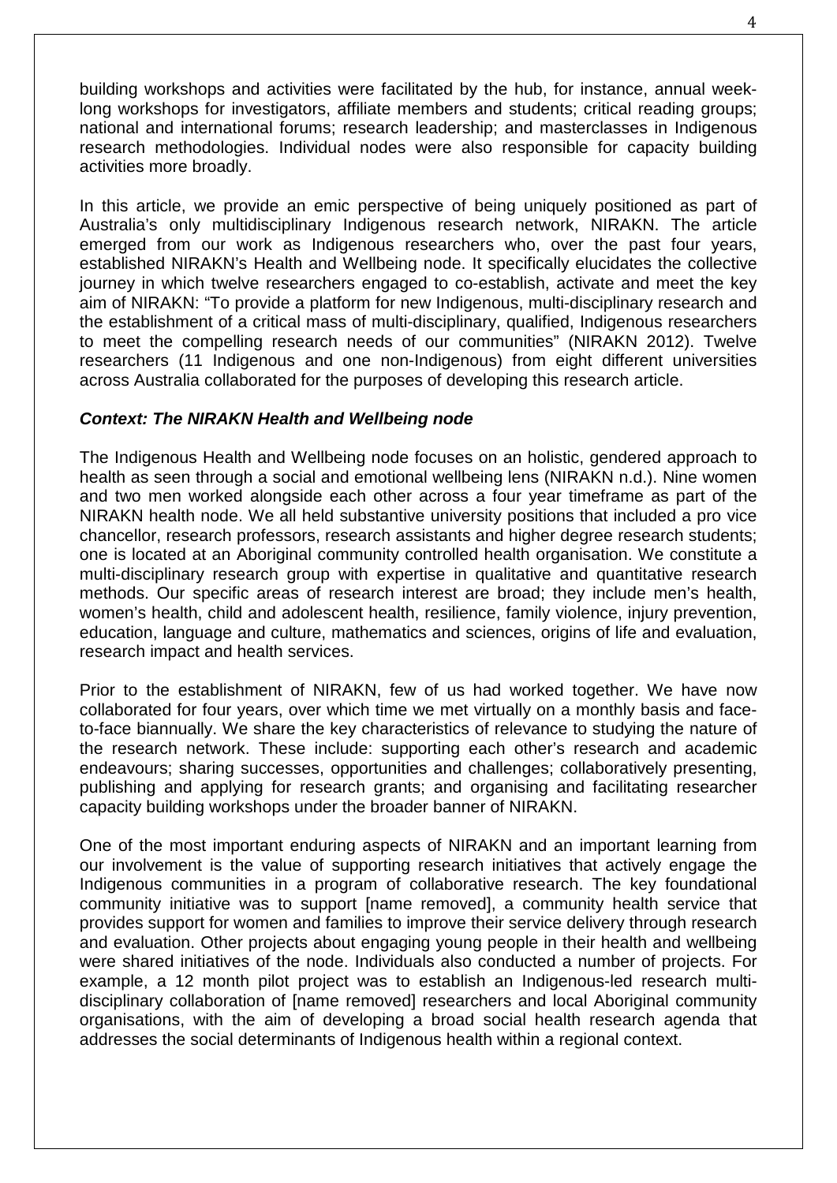building workshops and activities were facilitated by the hub, for instance, annual week-long workshops for investigators, affiliate members and students; critical reading groups; national and international forums; research leadership; and masterclasses in Indigenous research methodologies. Individual nodes were also responsible for capacity building activities more broadly.

In this article, we provide an emic perspective of being uniquely positioned as part of Australia's only multidisciplinary Indigenous research network, NIRAKN. The article emerged from our work as Indigenous researchers who, over the past four years, established NIRAKN's Health and Wellbeing node. It specifically elucidates the collective journey in which twelve researchers engaged to co-establish, activate and meet the key aim of NIRAKN: "To provide a platform for new Indigenous, multi-disciplinary research and the establishment of a critical mass of multi-disciplinary, qualified, Indigenous researchers to meet the compelling research needs of our communities" (NIRAKN 2012). Twelve researchers (11 Indigenous and one non-Indigenous) from eight different universities across Australia collaborated for the purposes of developing this research article.

### ***Context: The NIRAKN Health and Wellbeing node***

The Indigenous Health and Wellbeing node focuses on an holistic, gendered approach to health as seen through a social and emotional wellbeing lens (NIRAKN n.d.). Nine women and two men worked alongside each other across a four year timeframe as part of the NIRAKN health node. We all held substantive university positions that included a pro vice chancellor, research professors, research assistants and higher degree research students; one is located at an Aboriginal community controlled health organisation. We constitute a multi-disciplinary research group with expertise in qualitative and quantitative research methods. Our specific areas of research interest are broad; they include men's health, women's health, child and adolescent health, resilience, family violence, injury prevention, education, language and culture, mathematics and sciences, origins of life and evaluation, research impact and health services.

Prior to the establishment of NIRAKN, few of us had worked together. We have now collaborated for four years, over which time we met virtually on a monthly basis and face-to-face biannually. We share the key characteristics of relevance to studying the nature of the research network. These include: supporting each other's research and academic endeavours; sharing successes, opportunities and challenges; collaboratively presenting, publishing and applying for research grants; and organising and facilitating researcher capacity building workshops under the broader banner of NIRAKN.

One of the most important enduring aspects of NIRAKN and an important learning from our involvement is the value of supporting research initiatives that actively engage the Indigenous communities in a program of collaborative research. The key foundational community initiative was to support [name removed], a community health service that provides support for women and families to improve their service delivery through research and evaluation. Other projects about engaging young people in their health and wellbeing were shared initiatives of the node. Individuals also conducted a number of projects. For example, a 12 month pilot project was to establish an Indigenous-led research multi-disciplinary collaboration of [name removed] researchers and local Aboriginal community organisations, with the aim of developing a broad social health research agenda that addresses the social determinants of Indigenous health within a regional context.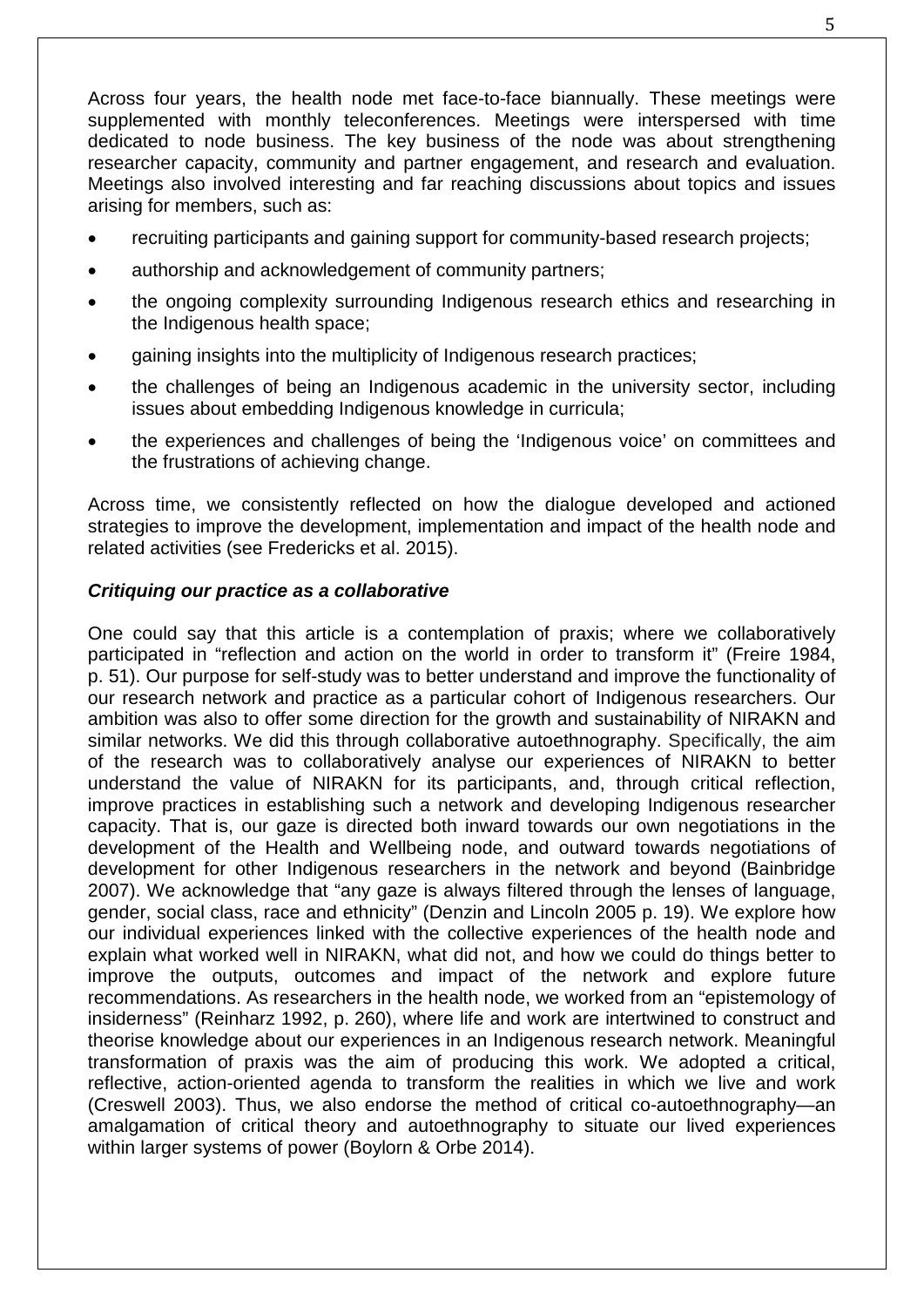Across four years, the health node met face-to-face biannually. These meetings were supplemented with monthly teleconferences. Meetings were interspersed with time dedicated to node business. The key business of the node was about strengthening researcher capacity, community and partner engagement, and research and evaluation. Meetings also involved interesting and far reaching discussions about topics and issues arising for members, such as:

- recruiting participants and gaining support for community-based research projects;
- authorship and acknowledgement of community partners;
- the ongoing complexity surrounding Indigenous research ethics and researching in the Indigenous health space;
- gaining insights into the multiplicity of Indigenous research practices;
- the challenges of being an Indigenous academic in the university sector, including issues about embedding Indigenous knowledge in curricula;
- the experiences and challenges of being the 'Indigenous voice' on committees and the frustrations of achieving change.

Across time, we consistently reflected on how the dialogue developed and actioned strategies to improve the development, implementation and impact of the health node and related activities (see Fredericks et al. 2015).

### *Critiquing our practice as a collaborative*

One could say that this article is a contemplation of praxis; where we collaboratively participated in "reflection and action on the world in order to transform it" (Freire 1984, p. 51). Our purpose for self-study was to better understand and improve the functionality of our research network and practice as a particular cohort of Indigenous researchers. Our ambition was also to offer some direction for the growth and sustainability of NIRAKN and similar networks. We did this through collaborative autoethnography. Specifically, the aim of the research was to collaboratively analyse our experiences of NIRAKN to better understand the value of NIRAKN for its participants, and, through critical reflection, improve practices in establishing such a network and developing Indigenous researcher capacity. That is, our gaze is directed both inward towards our own negotiations in the development of the Health and Wellbeing node, and outward towards negotiations of development for other Indigenous researchers in the network and beyond (Bainbridge 2007). We acknowledge that "any gaze is always filtered through the lenses of language, gender, social class, race and ethnicity" (Denzin and Lincoln 2005 p. 19). We explore how our individual experiences linked with the collective experiences of the health node and explain what worked well in NIRAKN, what did not, and how we could do things better to improve the outputs, outcomes and impact of the network and explore future recommendations. As researchers in the health node, we worked from an "epistemology of insiderness" (Reinharz 1992, p. 260), where life and work are intertwined to construct and theorise knowledge about our experiences in an Indigenous research network. Meaningful transformation of praxis was the aim of producing this work. We adopted a critical, reflective, action-oriented agenda to transform the realities in which we live and work (Creswell 2003). Thus, we also endorse the method of critical co-autoethnography—an amalgamation of critical theory and autoethnography to situate our lived experiences within larger systems of power (Boylorn & Orbe 2014).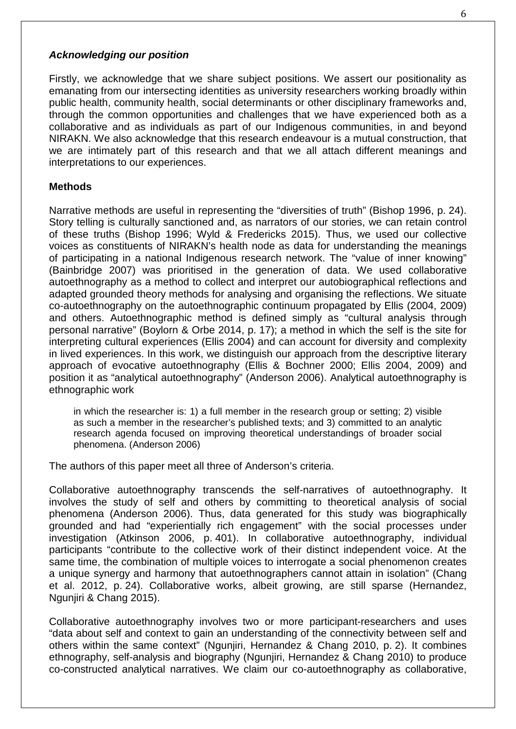### ***Acknowledging our position***

Firstly, we acknowledge that we share subject positions. We assert our positionality as emanating from our intersecting identities as university researchers working broadly within public health, community health, social determinants or other disciplinary frameworks and, through the common opportunities and challenges that we have experienced both as a collaborative and as individuals as part of our Indigenous communities, in and beyond NIRAKN. We also acknowledge that this research endeavour is a mutual construction, that we are intimately part of this research and that we all attach different meanings and interpretations to our experiences.

### **Methods**

Narrative methods are useful in representing the "diversities of truth" (Bishop 1996, p. 24). Story telling is culturally sanctioned and, as narrators of our stories, we can retain control of these truths (Bishop 1996; Wyld & Fredericks 2015). Thus, we used our collective voices as constituents of NIRAKN's health node as data for understanding the meanings of participating in a national Indigenous research network. The "value of inner knowing" (Bainbridge 2007) was prioritised in the generation of data. We used collaborative autoethnography as a method to collect and interpret our autobiographical reflections and adapted grounded theory methods for analysing and organising the reflections. We situate co-autoethnography on the autoethnographic continuum propagated by Ellis (2004, 2009) and others. Autoethnographic method is defined simply as "cultural analysis through personal narrative" (Boylorn & Orbe 2014, p. 17); a method in which the self is the site for interpreting cultural experiences (Ellis 2004) and can account for diversity and complexity in lived experiences. In this work, we distinguish our approach from the descriptive literary approach of evocative autoethnography (Ellis & Bochner 2000; Ellis 2004, 2009) and position it as "analytical autoethnography" (Anderson 2006). Analytical autoethnography is ethnographic work

> in which the researcher is: 1) a full member in the research group or setting; 2) visible as such a member in the researcher's published texts; and 3) committed to an analytic research agenda focused on improving theoretical understandings of broader social phenomena. (Anderson 2006)

The authors of this paper meet all three of Anderson's criteria.

Collaborative autoethnography transcends the self-narratives of autoethnography. It involves the study of self and others by committing to theoretical analysis of social phenomena (Anderson 2006). Thus, data generated for this study was biographically grounded and had "experientially rich engagement" with the social processes under investigation (Atkinson 2006, p. 401). In collaborative autoethnography, individual participants "contribute to the collective work of their distinct independent voice. At the same time, the combination of multiple voices to interrogate a social phenomenon creates a unique synergy and harmony that autoethnographers cannot attain in isolation" (Chang et al. 2012, p. 24). Collaborative works, albeit growing, are still sparse (Hernandez, Ngunjiri & Chang 2015).

Collaborative autoethnography involves two or more participant-researchers and uses "data about self and context to gain an understanding of the connectivity between self and others within the same context" (Ngunjiri, Hernandez & Chang 2010, p. 2). It combines ethnography, self-analysis and biography (Ngunjiri, Hernandez & Chang 2010) to produce co-constructed analytical narratives. We claim our co-autoethnography as collaborative,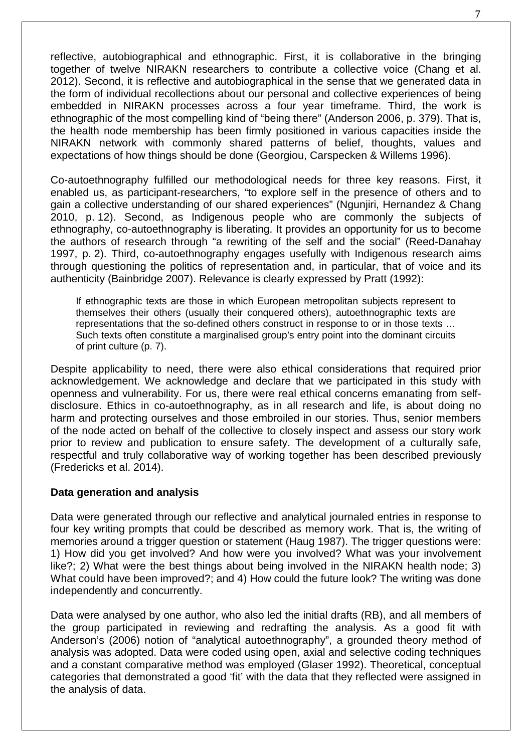reflective, autobiographical and ethnographic. First, it is collaborative in the bringing together of twelve NIRAKN researchers to contribute a collective voice (Chang et al. 2012). Second, it is reflective and autobiographical in the sense that we generated data in the form of individual recollections about our personal and collective experiences of being embedded in NIRAKN processes across a four year timeframe. Third, the work is ethnographic of the most compelling kind of "being there" (Anderson 2006, p. 379). That is, the health node membership has been firmly positioned in various capacities inside the NIRAKN network with commonly shared patterns of belief, thoughts, values and expectations of how things should be done (Georgiou, Carspecken & Willems 1996).

Co-autoethnography fulfilled our methodological needs for three key reasons. First, it enabled us, as participant-researchers, "to explore self in the presence of others and to gain a collective understanding of our shared experiences" (Ngunjiri, Hernandez & Chang 2010, p. 12). Second, as Indigenous people who are commonly the subjects of ethnography, co-autoethnography is liberating. It provides an opportunity for us to become the authors of research through "a rewriting of the self and the social" (Reed-Danahay 1997, p. 2). Third, co-autoethnography engages usefully with Indigenous research aims through questioning the politics of representation and, in particular, that of voice and its authenticity (Bainbridge 2007). Relevance is clearly expressed by Pratt (1992):

> If ethnographic texts are those in which European metropolitan subjects represent to themselves their others (usually their conquered others), autoethnographic texts are representations that the so-defined others construct in response to or in those texts … Such texts often constitute a marginalised group's entry point into the dominant circuits of print culture (p. 7).

Despite applicability to need, there were also ethical considerations that required prior acknowledgement. We acknowledge and declare that we participated in this study with openness and vulnerability. For us, there were real ethical concerns emanating from self-disclosure. Ethics in co-autoethnography, as in all research and life, is about doing no harm and protecting ourselves and those embroiled in our stories. Thus, senior members of the node acted on behalf of the collective to closely inspect and assess our story work prior to review and publication to ensure safety. The development of a culturally safe, respectful and truly collaborative way of working together has been described previously (Fredericks et al. 2014).

**Data generation and analysis**

Data were generated through our reflective and analytical journaled entries in response to four key writing prompts that could be described as memory work. That is, the writing of memories around a trigger question or statement (Haug 1987). The trigger questions were: 1) How did you get involved? And how were you involved? What was your involvement like?; 2) What were the best things about being involved in the NIRAKN health node; 3) What could have been improved?; and 4) How could the future look? The writing was done independently and concurrently.

Data were analysed by one author, who also led the initial drafts (RB), and all members of the group participated in reviewing and redrafting the analysis. As a good fit with Anderson's (2006) notion of "analytical autoethnography", a grounded theory method of analysis was adopted. Data were coded using open, axial and selective coding techniques and a constant comparative method was employed (Glaser 1992). Theoretical, conceptual categories that demonstrated a good 'fit' with the data that they reflected were assigned in the analysis of data.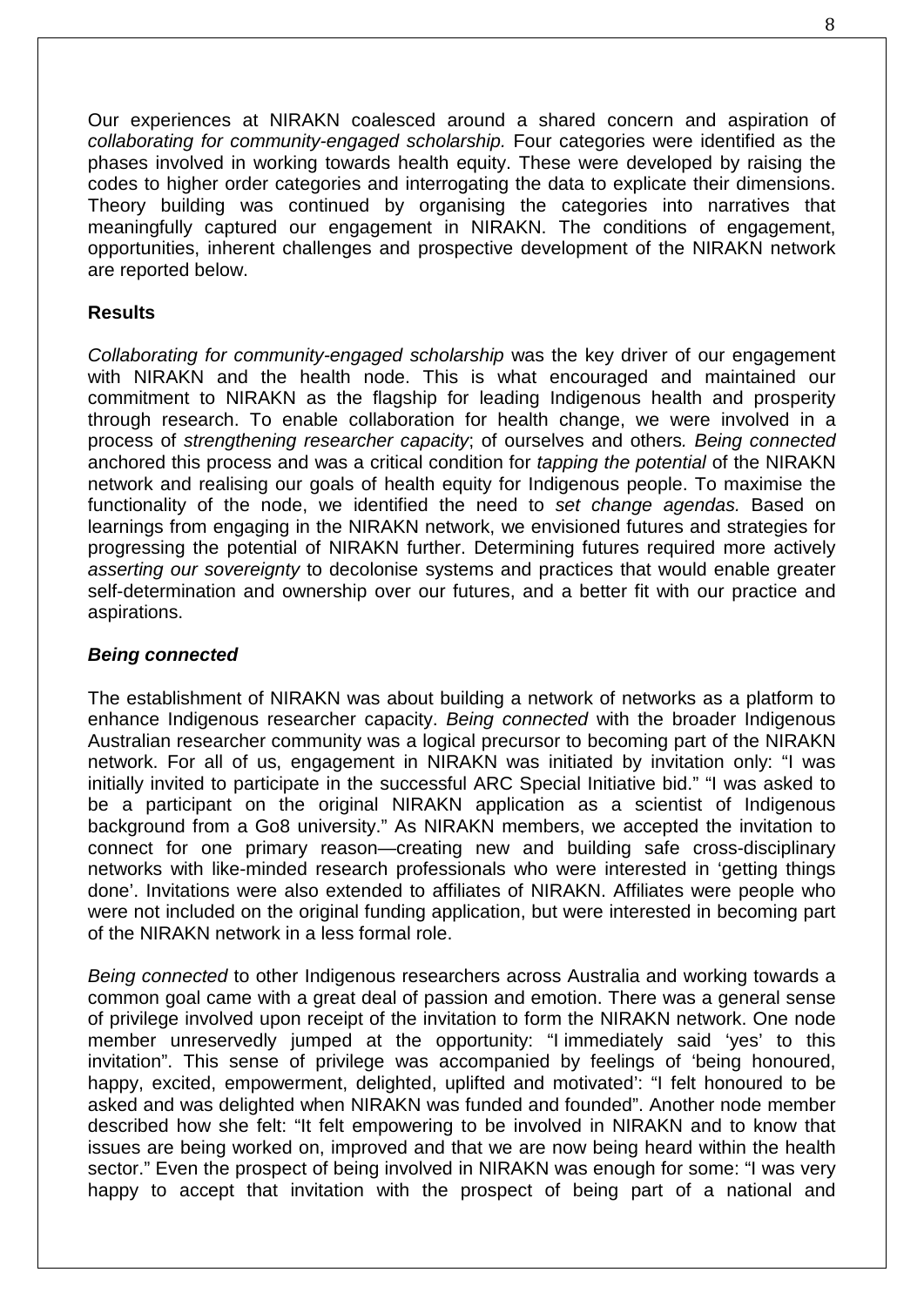Our experiences at NIRAKN coalesced around a shared concern and aspiration of *collaborating for community-engaged scholarship.* Four categories were identified as the phases involved in working towards health equity. These were developed by raising the codes to higher order categories and interrogating the data to explicate their dimensions. Theory building was continued by organising the categories into narratives that meaningfully captured our engagement in NIRAKN. The conditions of engagement, opportunities, inherent challenges and prospective development of the NIRAKN network are reported below.

## Results

*Collaborating for community-engaged scholarship* was the key driver of our engagement with NIRAKN and the health node. This is what encouraged and maintained our commitment to NIRAKN as the flagship for leading Indigenous health and prosperity through research. To enable collaboration for health change, we were involved in a process of *strengthening researcher capacity*; of ourselves and others. *Being connected* anchored this process and was a critical condition for *tapping the potential* of the NIRAKN network and realising our goals of health equity for Indigenous people. To maximise the functionality of the node, we identified the need to *set change agendas.* Based on learnings from engaging in the NIRAKN network, we envisioned futures and strategies for progressing the potential of NIRAKN further. Determining futures required more actively *asserting our sovereignty* to decolonise systems and practices that would enable greater self-determination and ownership over our futures, and a better fit with our practice and aspirations.

### *Being connected*

The establishment of NIRAKN was about building a network of networks as a platform to enhance Indigenous researcher capacity. *Being connected* with the broader Indigenous Australian researcher community was a logical precursor to becoming part of the NIRAKN network. For all of us, engagement in NIRAKN was initiated by invitation only: "I was initially invited to participate in the successful ARC Special Initiative bid." "I was asked to be a participant on the original NIRAKN application as a scientist of Indigenous background from a Go8 university." As NIRAKN members, we accepted the invitation to connect for one primary reason—creating new and building safe cross-disciplinary networks with like-minded research professionals who were interested in 'getting things done'. Invitations were also extended to affiliates of NIRAKN. Affiliates were people who were not included on the original funding application, but were interested in becoming part of the NIRAKN network in a less formal role.

*Being connected* to other Indigenous researchers across Australia and working towards a common goal came with a great deal of passion and emotion. There was a general sense of privilege involved upon receipt of the invitation to form the NIRAKN network. One node member unreservedly jumped at the opportunity: "I immediately said 'yes' to this invitation". This sense of privilege was accompanied by feelings of 'being honoured, happy, excited, empowerment, delighted, uplifted and motivated': "I felt honoured to be asked and was delighted when NIRAKN was funded and founded". Another node member described how she felt: "It felt empowering to be involved in NIRAKN and to know that issues are being worked on, improved and that we are now being heard within the health sector." Even the prospect of being involved in NIRAKN was enough for some: "I was very happy to accept that invitation with the prospect of being part of a national and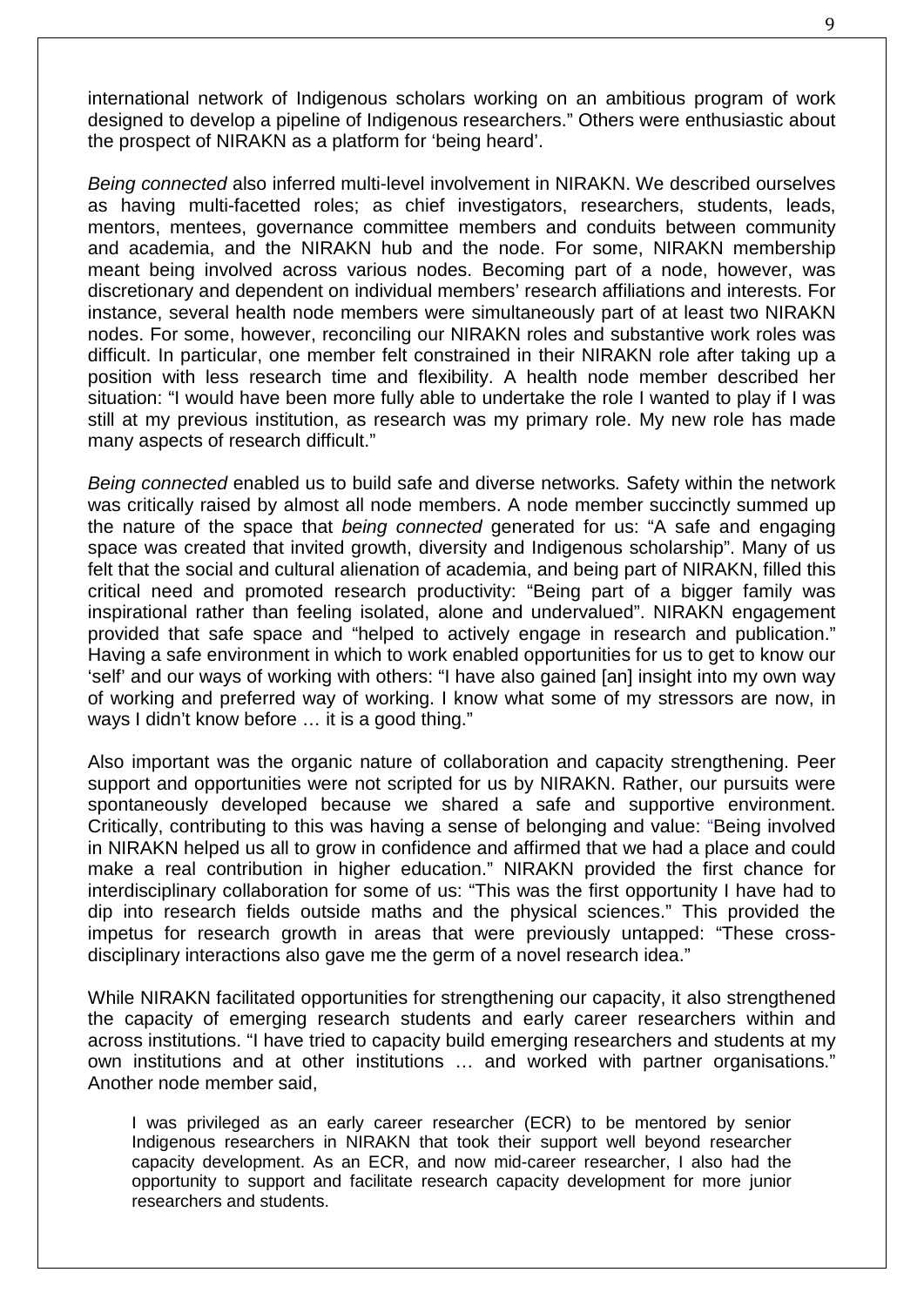international network of Indigenous scholars working on an ambitious program of work designed to develop a pipeline of Indigenous researchers." Others were enthusiastic about the prospect of NIRAKN as a platform for 'being heard'.

*Being connected* also inferred multi-level involvement in NIRAKN. We described ourselves as having multi-facetted roles; as chief investigators, researchers, students, leads, mentors, mentees, governance committee members and conduits between community and academia, and the NIRAKN hub and the node. For some, NIRAKN membership meant being involved across various nodes. Becoming part of a node, however, was discretionary and dependent on individual members' research affiliations and interests. For instance, several health node members were simultaneously part of at least two NIRAKN nodes. For some, however, reconciling our NIRAKN roles and substantive work roles was difficult. In particular, one member felt constrained in their NIRAKN role after taking up a position with less research time and flexibility. A health node member described her situation: "I would have been more fully able to undertake the role I wanted to play if I was still at my previous institution, as research was my primary role. My new role has made many aspects of research difficult."

*Being connected* enabled us to build safe and diverse networks. Safety within the network was critically raised by almost all node members. A node member succinctly summed up the nature of the space that *being connected* generated for us: "A safe and engaging space was created that invited growth, diversity and Indigenous scholarship". Many of us felt that the social and cultural alienation of academia, and being part of NIRAKN, filled this critical need and promoted research productivity: "Being part of a bigger family was inspirational rather than feeling isolated, alone and undervalued". NIRAKN engagement provided that safe space and "helped to actively engage in research and publication." Having a safe environment in which to work enabled opportunities for us to get to know our 'self' and our ways of working with others: "I have also gained [an] insight into my own way of working and preferred way of working. I know what some of my stressors are now, in ways I didn't know before … it is a good thing."

Also important was the organic nature of collaboration and capacity strengthening. Peer support and opportunities were not scripted for us by NIRAKN. Rather, our pursuits were spontaneously developed because we shared a safe and supportive environment. Critically, contributing to this was having a sense of belonging and value: "Being involved in NIRAKN helped us all to grow in confidence and affirmed that we had a place and could make a real contribution in higher education." NIRAKN provided the first chance for interdisciplinary collaboration for some of us: "This was the first opportunity I have had to dip into research fields outside maths and the physical sciences." This provided the impetus for research growth in areas that were previously untapped: "These cross-disciplinary interactions also gave me the germ of a novel research idea."

While NIRAKN facilitated opportunities for strengthening our capacity, it also strengthened the capacity of emerging research students and early career researchers within and across institutions. "I have tried to capacity build emerging researchers and students at my own institutions and at other institutions … and worked with partner organisations." Another node member said,

> I was privileged as an early career researcher (ECR) to be mentored by senior Indigenous researchers in NIRAKN that took their support well beyond researcher capacity development. As an ECR, and now mid-career researcher, I also had the opportunity to support and facilitate research capacity development for more junior researchers and students.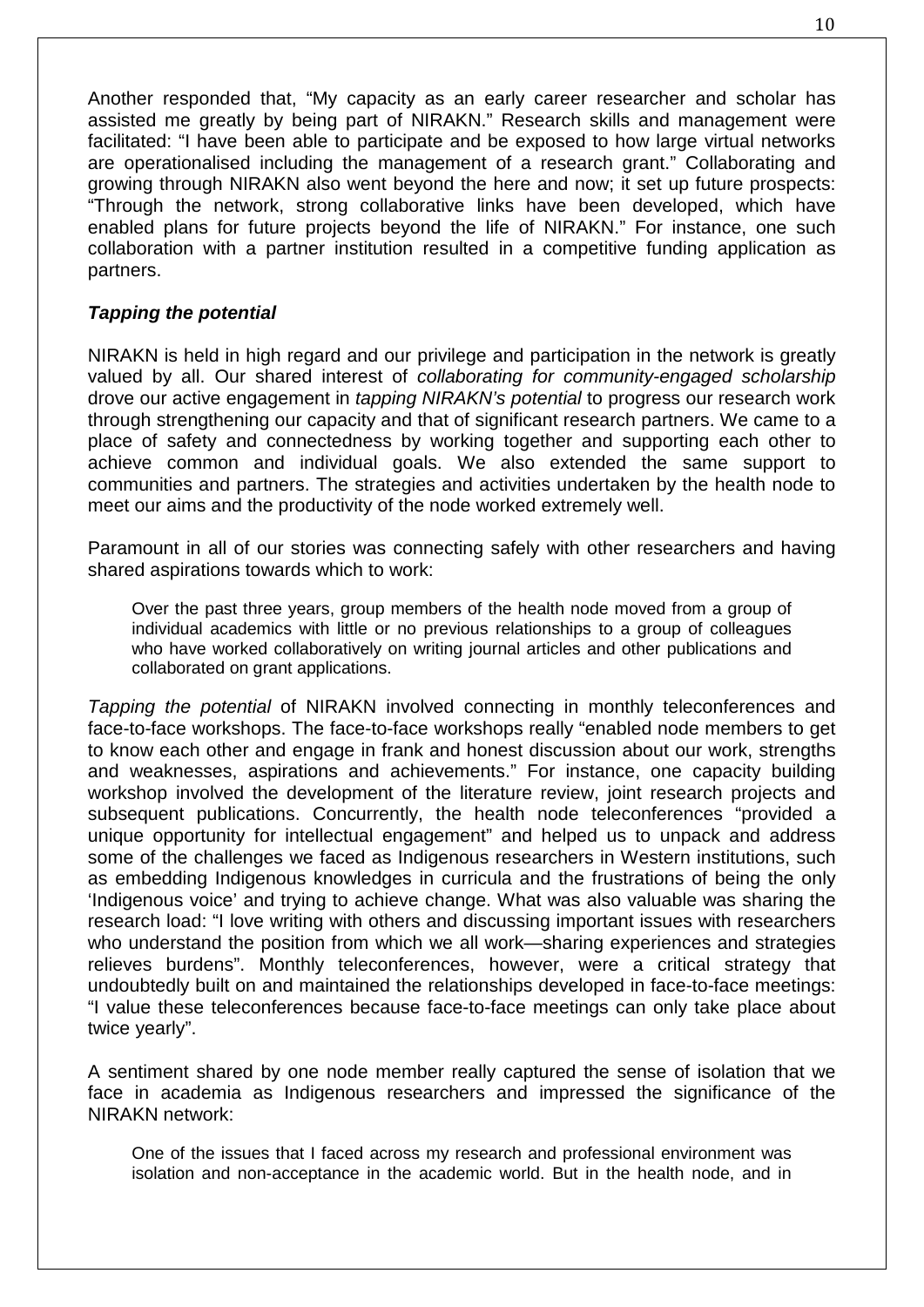Another responded that, "My capacity as an early career researcher and scholar has assisted me greatly by being part of NIRAKN." Research skills and management were facilitated: "I have been able to participate and be exposed to how large virtual networks are operationalised including the management of a research grant." Collaborating and growing through NIRAKN also went beyond the here and now; it set up future prospects: "Through the network, strong collaborative links have been developed, which have enabled plans for future projects beyond the life of NIRAKN." For instance, one such collaboration with a partner institution resulted in a competitive funding application as partners.

### ***Tapping the potential***

NIRAKN is held in high regard and our privilege and participation in the network is greatly valued by all. Our shared interest of *collaborating for community-engaged scholarship* drove our active engagement in *tapping NIRAKN's potential* to progress our research work through strengthening our capacity and that of significant research partners. We came to a place of safety and connectedness by working together and supporting each other to achieve common and individual goals. We also extended the same support to communities and partners. The strategies and activities undertaken by the health node to meet our aims and the productivity of the node worked extremely well.

Paramount in all of our stories was connecting safely with other researchers and having shared aspirations towards which to work:

> Over the past three years, group members of the health node moved from a group of individual academics with little or no previous relationships to a group of colleagues who have worked collaboratively on writing journal articles and other publications and collaborated on grant applications.

*Tapping the potential* of NIRAKN involved connecting in monthly teleconferences and face-to-face workshops. The face-to-face workshops really "enabled node members to get to know each other and engage in frank and honest discussion about our work, strengths and weaknesses, aspirations and achievements." For instance, one capacity building workshop involved the development of the literature review, joint research projects and subsequent publications. Concurrently, the health node teleconferences "provided a unique opportunity for intellectual engagement" and helped us to unpack and address some of the challenges we faced as Indigenous researchers in Western institutions, such as embedding Indigenous knowledges in curricula and the frustrations of being the only 'Indigenous voice' and trying to achieve change. What was also valuable was sharing the research load: "I love writing with others and discussing important issues with researchers who understand the position from which we all work—sharing experiences and strategies relieves burdens". Monthly teleconferences, however, were a critical strategy that undoubtedly built on and maintained the relationships developed in face-to-face meetings: "I value these teleconferences because face-to-face meetings can only take place about twice yearly".

A sentiment shared by one node member really captured the sense of isolation that we face in academia as Indigenous researchers and impressed the significance of the NIRAKN network:

> One of the issues that I faced across my research and professional environment was isolation and non-acceptance in the academic world. But in the health node, and in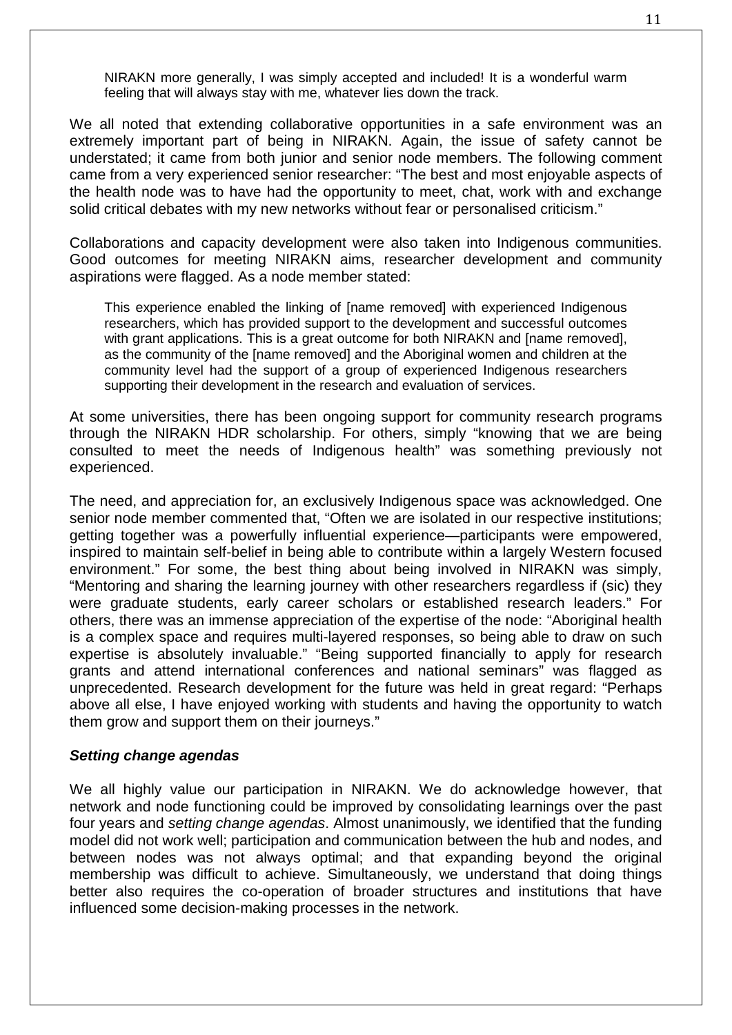> NIRAKN more generally, I was simply accepted and included! It is a wonderful warm feeling that will always stay with me, whatever lies down the track.

We all noted that extending collaborative opportunities in a safe environment was an extremely important part of being in NIRAKN. Again, the issue of safety cannot be understated; it came from both junior and senior node members. The following comment came from a very experienced senior researcher: "The best and most enjoyable aspects of the health node was to have had the opportunity to meet, chat, work with and exchange solid critical debates with my new networks without fear or personalised criticism."

Collaborations and capacity development were also taken into Indigenous communities. Good outcomes for meeting NIRAKN aims, researcher development and community aspirations were flagged. As a node member stated:

> This experience enabled the linking of [name removed] with experienced Indigenous researchers, which has provided support to the development and successful outcomes with grant applications. This is a great outcome for both NIRAKN and [name removed], as the community of the [name removed] and the Aboriginal women and children at the community level had the support of a group of experienced Indigenous researchers supporting their development in the research and evaluation of services.

At some universities, there has been ongoing support for community research programs through the NIRAKN HDR scholarship. For others, simply "knowing that we are being consulted to meet the needs of Indigenous health" was something previously not experienced.

The need, and appreciation for, an exclusively Indigenous space was acknowledged. One senior node member commented that, "Often we are isolated in our respective institutions; getting together was a powerfully influential experience—participants were empowered, inspired to maintain self-belief in being able to contribute within a largely Western focused environment." For some, the best thing about being involved in NIRAKN was simply, "Mentoring and sharing the learning journey with other researchers regardless if (sic) they were graduate students, early career scholars or established research leaders." For others, there was an immense appreciation of the expertise of the node: "Aboriginal health is a complex space and requires multi-layered responses, so being able to draw on such expertise is absolutely invaluable." "Being supported financially to apply for research grants and attend international conferences and national seminars" was flagged as unprecedented. Research development for the future was held in great regard: "Perhaps above all else, I have enjoyed working with students and having the opportunity to watch them grow and support them on their journeys."

### ***Setting change agendas***

We all highly value our participation in NIRAKN. We do acknowledge however, that network and node functioning could be improved by consolidating learnings over the past four years and *setting change agendas*. Almost unanimously, we identified that the funding model did not work well; participation and communication between the hub and nodes, and between nodes was not always optimal; and that expanding beyond the original membership was difficult to achieve. Simultaneously, we understand that doing things better also requires the co-operation of broader structures and institutions that have influenced some decision-making processes in the network.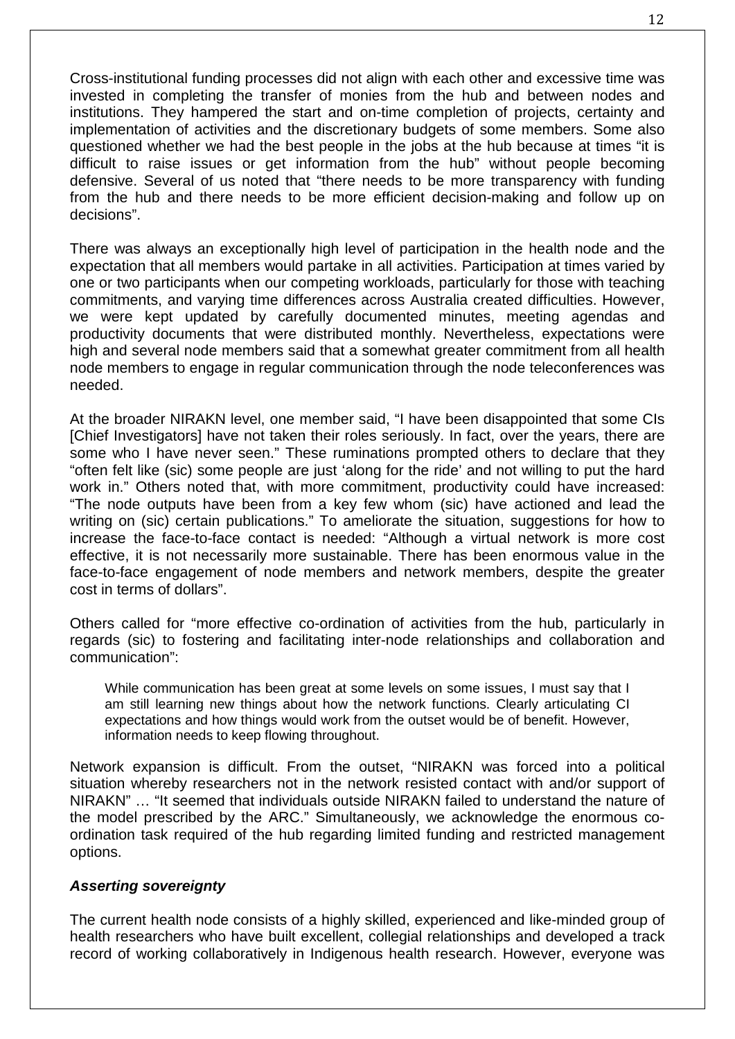Cross-institutional funding processes did not align with each other and excessive time was invested in completing the transfer of monies from the hub and between nodes and institutions. They hampered the start and on-time completion of projects, certainty and implementation of activities and the discretionary budgets of some members. Some also questioned whether we had the best people in the jobs at the hub because at times "it is difficult to raise issues or get information from the hub" without people becoming defensive. Several of us noted that "there needs to be more transparency with funding from the hub and there needs to be more efficient decision-making and follow up on decisions".

There was always an exceptionally high level of participation in the health node and the expectation that all members would partake in all activities. Participation at times varied by one or two participants when our competing workloads, particularly for those with teaching commitments, and varying time differences across Australia created difficulties. However, we were kept updated by carefully documented minutes, meeting agendas and productivity documents that were distributed monthly. Nevertheless, expectations were high and several node members said that a somewhat greater commitment from all health node members to engage in regular communication through the node teleconferences was needed.

At the broader NIRAKN level, one member said, "I have been disappointed that some CIs [Chief Investigators] have not taken their roles seriously. In fact, over the years, there are some who I have never seen." These ruminations prompted others to declare that they "often felt like (sic) some people are just 'along for the ride' and not willing to put the hard work in." Others noted that, with more commitment, productivity could have increased: "The node outputs have been from a key few whom (sic) have actioned and lead the writing on (sic) certain publications." To ameliorate the situation, suggestions for how to increase the face-to-face contact is needed: "Although a virtual network is more cost effective, it is not necessarily more sustainable. There has been enormous value in the face-to-face engagement of node members and network members, despite the greater cost in terms of dollars".

Others called for "more effective co-ordination of activities from the hub, particularly in regards (sic) to fostering and facilitating inter-node relationships and collaboration and communication":

> While communication has been great at some levels on some issues, I must say that I am still learning new things about how the network functions. Clearly articulating CI expectations and how things would work from the outset would be of benefit. However, information needs to keep flowing throughout.

Network expansion is difficult. From the outset, "NIRAKN was forced into a political situation whereby researchers not in the network resisted contact with and/or support of NIRAKN" … "It seemed that individuals outside NIRAKN failed to understand the nature of the model prescribed by the ARC." Simultaneously, we acknowledge the enormous co-ordination task required of the hub regarding limited funding and restricted management options.

### ***Asserting sovereignty***

The current health node consists of a highly skilled, experienced and like-minded group of health researchers who have built excellent, collegial relationships and developed a track record of working collaboratively in Indigenous health research. However, everyone was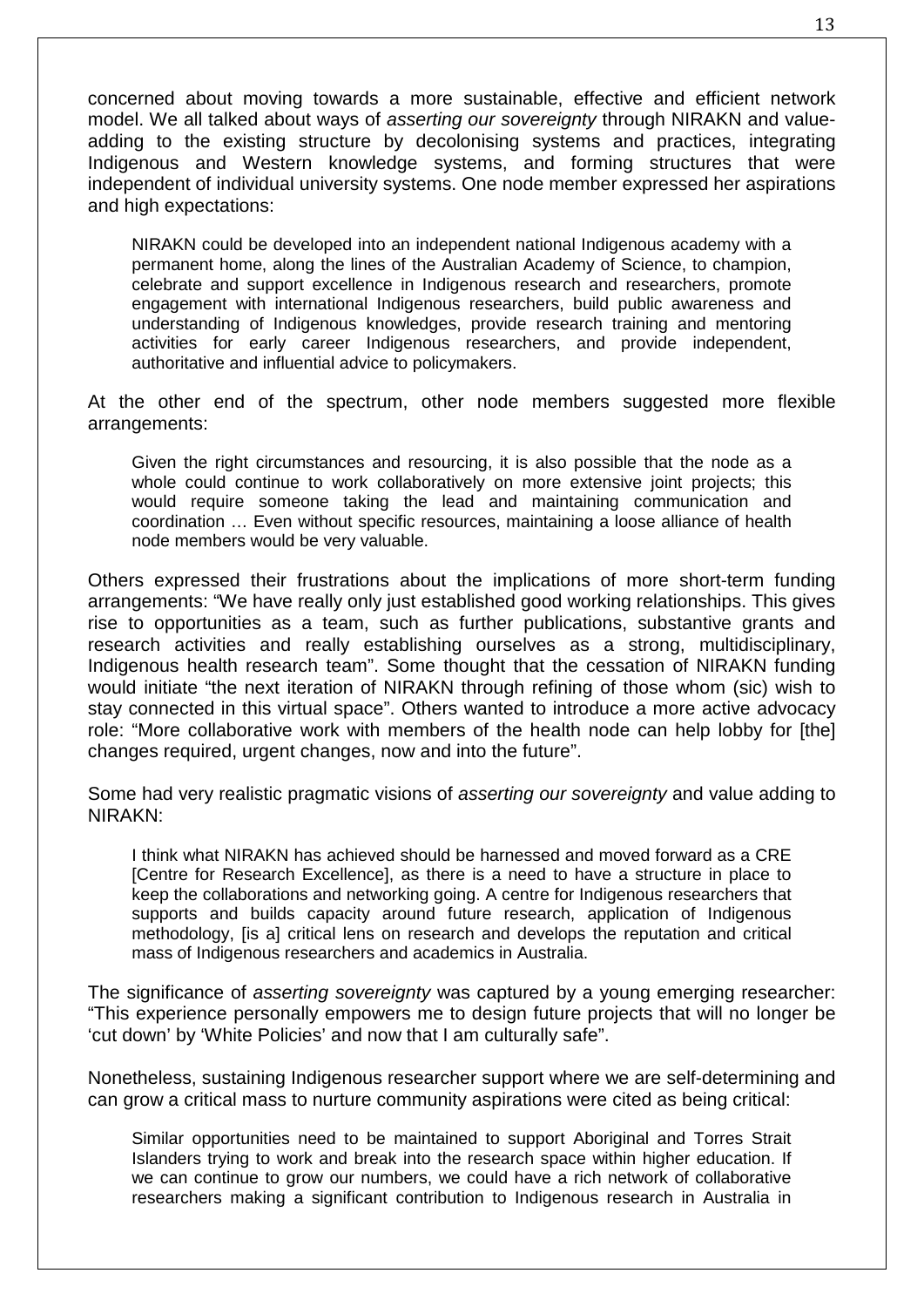concerned about moving towards a more sustainable, effective and efficient network model. We all talked about ways of *asserting our sovereignty* through NIRAKN and value-adding to the existing structure by decolonising systems and practices, integrating Indigenous and Western knowledge systems, and forming structures that were independent of individual university systems. One node member expressed her aspirations and high expectations:

> NIRAKN could be developed into an independent national Indigenous academy with a permanent home, along the lines of the Australian Academy of Science, to champion, celebrate and support excellence in Indigenous research and researchers, promote engagement with international Indigenous researchers, build public awareness and understanding of Indigenous knowledges, provide research training and mentoring activities for early career Indigenous researchers, and provide independent, authoritative and influential advice to policymakers.

At the other end of the spectrum, other node members suggested more flexible arrangements:

> Given the right circumstances and resourcing, it is also possible that the node as a whole could continue to work collaboratively on more extensive joint projects; this would require someone taking the lead and maintaining communication and coordination … Even without specific resources, maintaining a loose alliance of health node members would be very valuable.

Others expressed their frustrations about the implications of more short-term funding arrangements: "We have really only just established good working relationships. This gives rise to opportunities as a team, such as further publications, substantive grants and research activities and really establishing ourselves as a strong, multidisciplinary, Indigenous health research team". Some thought that the cessation of NIRAKN funding would initiate "the next iteration of NIRAKN through refining of those whom (sic) wish to stay connected in this virtual space". Others wanted to introduce a more active advocacy role: "More collaborative work with members of the health node can help lobby for [the] changes required, urgent changes, now and into the future".

Some had very realistic pragmatic visions of *asserting our sovereignty* and value adding to NIRAKN:

> I think what NIRAKN has achieved should be harnessed and moved forward as a CRE [Centre for Research Excellence], as there is a need to have a structure in place to keep the collaborations and networking going. A centre for Indigenous researchers that supports and builds capacity around future research, application of Indigenous methodology, [is a] critical lens on research and develops the reputation and critical mass of Indigenous researchers and academics in Australia.

The significance of *asserting sovereignty* was captured by a young emerging researcher: "This experience personally empowers me to design future projects that will no longer be 'cut down' by 'White Policies' and now that I am culturally safe".

Nonetheless, sustaining Indigenous researcher support where we are self-determining and can grow a critical mass to nurture community aspirations were cited as being critical:

> Similar opportunities need to be maintained to support Aboriginal and Torres Strait Islanders trying to work and break into the research space within higher education. If we can continue to grow our numbers, we could have a rich network of collaborative researchers making a significant contribution to Indigenous research in Australia in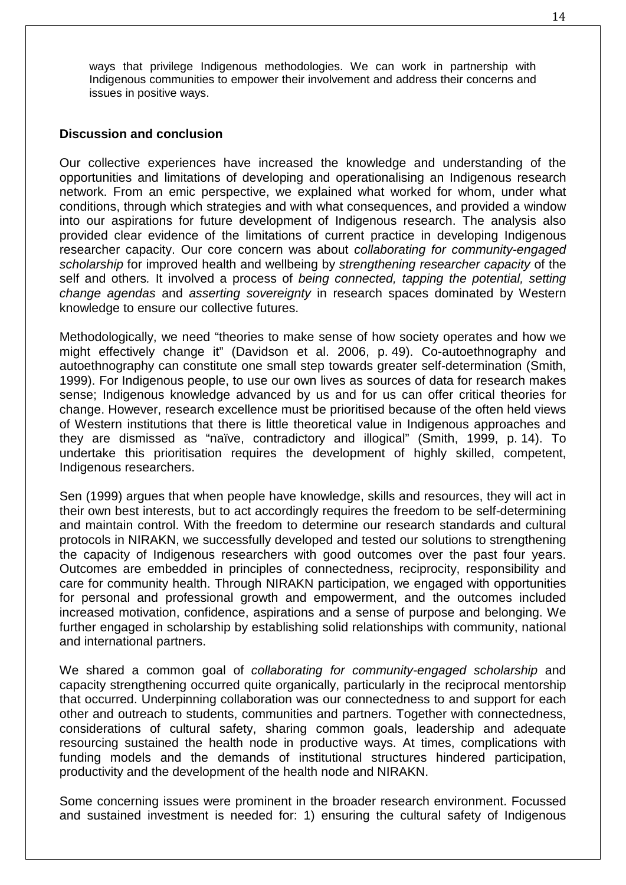ways that privilege Indigenous methodologies. We can work in partnership with Indigenous communities to empower their involvement and address their concerns and issues in positive ways.

## Discussion and conclusion

Our collective experiences have increased the knowledge and understanding of the opportunities and limitations of developing and operationalising an Indigenous research network. From an emic perspective, we explained what worked for whom, under what conditions, through which strategies and with what consequences, and provided a window into our aspirations for future development of Indigenous research. The analysis also provided clear evidence of the limitations of current practice in developing Indigenous researcher capacity. Our core concern was about *collaborating for community-engaged scholarship* for improved health and wellbeing by *strengthening researcher capacity* of the self and others. It involved a process of *being connected, tapping the potential, setting change agendas* and *asserting sovereignty* in research spaces dominated by Western knowledge to ensure our collective futures.

Methodologically, we need "theories to make sense of how society operates and how we might effectively change it" (Davidson et al. 2006, p. 49). Co-autoethnography and autoethnography can constitute one small step towards greater self-determination (Smith, 1999). For Indigenous people, to use our own lives as sources of data for research makes sense; Indigenous knowledge advanced by us and for us can offer critical theories for change. However, research excellence must be prioritised because of the often held views of Western institutions that there is little theoretical value in Indigenous approaches and they are dismissed as "naïve, contradictory and illogical" (Smith, 1999, p. 14). To undertake this prioritisation requires the development of highly skilled, competent, Indigenous researchers.

Sen (1999) argues that when people have knowledge, skills and resources, they will act in their own best interests, but to act accordingly requires the freedom to be self-determining and maintain control. With the freedom to determine our research standards and cultural protocols in NIRAKN, we successfully developed and tested our solutions to strengthening the capacity of Indigenous researchers with good outcomes over the past four years. Outcomes are embedded in principles of connectedness, reciprocity, responsibility and care for community health. Through NIRAKN participation, we engaged with opportunities for personal and professional growth and empowerment, and the outcomes included increased motivation, confidence, aspirations and a sense of purpose and belonging. We further engaged in scholarship by establishing solid relationships with community, national and international partners.

We shared a common goal of *collaborating for community-engaged scholarship* and capacity strengthening occurred quite organically, particularly in the reciprocal mentorship that occurred. Underpinning collaboration was our connectedness to and support for each other and outreach to students, communities and partners. Together with connectedness, considerations of cultural safety, sharing common goals, leadership and adequate resourcing sustained the health node in productive ways. At times, complications with funding models and the demands of institutional structures hindered participation, productivity and the development of the health node and NIRAKN.

Some concerning issues were prominent in the broader research environment. Focussed and sustained investment is needed for: 1) ensuring the cultural safety of Indigenous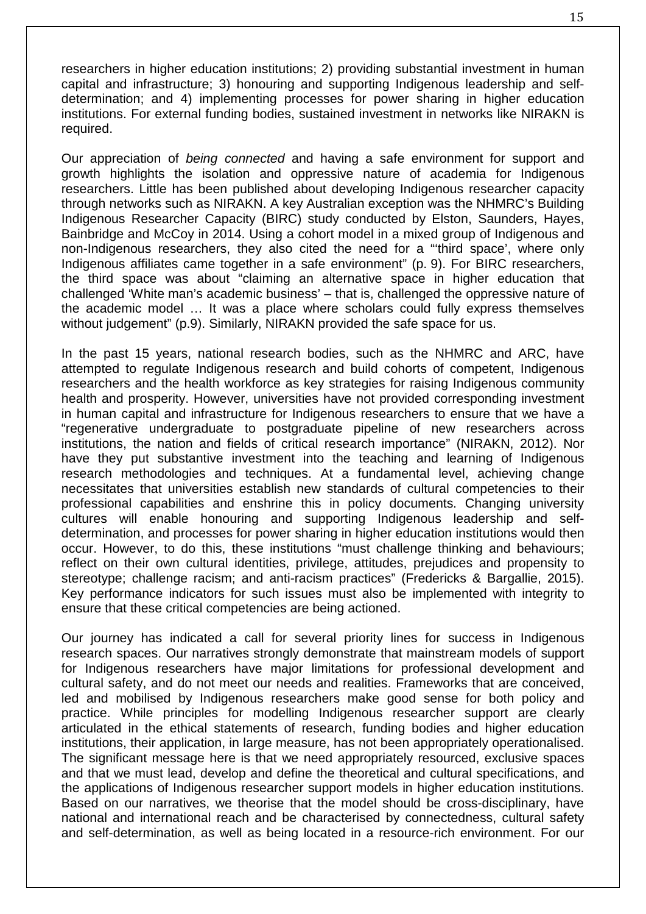researchers in higher education institutions; 2) providing substantial investment in human capital and infrastructure; 3) honouring and supporting Indigenous leadership and self-determination; and 4) implementing processes for power sharing in higher education institutions. For external funding bodies, sustained investment in networks like NIRAKN is required.

Our appreciation of *being connected* and having a safe environment for support and growth highlights the isolation and oppressive nature of academia for Indigenous researchers. Little has been published about developing Indigenous researcher capacity through networks such as NIRAKN. A key Australian exception was the NHMRC's Building Indigenous Researcher Capacity (BIRC) study conducted by Elston, Saunders, Hayes, Bainbridge and McCoy in 2014. Using a cohort model in a mixed group of Indigenous and non-Indigenous researchers, they also cited the need for a "'third space', where only Indigenous affiliates came together in a safe environment" (p. 9). For BIRC researchers, the third space was about "claiming an alternative space in higher education that challenged 'White man's academic business' – that is, challenged the oppressive nature of the academic model … It was a place where scholars could fully express themselves without judgement" (p.9). Similarly, NIRAKN provided the safe space for us.

In the past 15 years, national research bodies, such as the NHMRC and ARC, have attempted to regulate Indigenous research and build cohorts of competent, Indigenous researchers and the health workforce as key strategies for raising Indigenous community health and prosperity. However, universities have not provided corresponding investment in human capital and infrastructure for Indigenous researchers to ensure that we have a "regenerative undergraduate to postgraduate pipeline of new researchers across institutions, the nation and fields of critical research importance" (NIRAKN, 2012). Nor have they put substantive investment into the teaching and learning of Indigenous research methodologies and techniques. At a fundamental level, achieving change necessitates that universities establish new standards of cultural competencies to their professional capabilities and enshrine this in policy documents. Changing university cultures will enable honouring and supporting Indigenous leadership and self-determination, and processes for power sharing in higher education institutions would then occur. However, to do this, these institutions "must challenge thinking and behaviours; reflect on their own cultural identities, privilege, attitudes, prejudices and propensity to stereotype; challenge racism; and anti-racism practices" (Fredericks & Bargallie, 2015). Key performance indicators for such issues must also be implemented with integrity to ensure that these critical competencies are being actioned.

Our journey has indicated a call for several priority lines for success in Indigenous research spaces. Our narratives strongly demonstrate that mainstream models of support for Indigenous researchers have major limitations for professional development and cultural safety, and do not meet our needs and realities. Frameworks that are conceived, led and mobilised by Indigenous researchers make good sense for both policy and practice. While principles for modelling Indigenous researcher support are clearly articulated in the ethical statements of research, funding bodies and higher education institutions, their application, in large measure, has not been appropriately operationalised. The significant message here is that we need appropriately resourced, exclusive spaces and that we must lead, develop and define the theoretical and cultural specifications, and the applications of Indigenous researcher support models in higher education institutions. Based on our narratives, we theorise that the model should be cross-disciplinary, have national and international reach and be characterised by connectedness, cultural safety and self-determination, as well as being located in a resource-rich environment. For our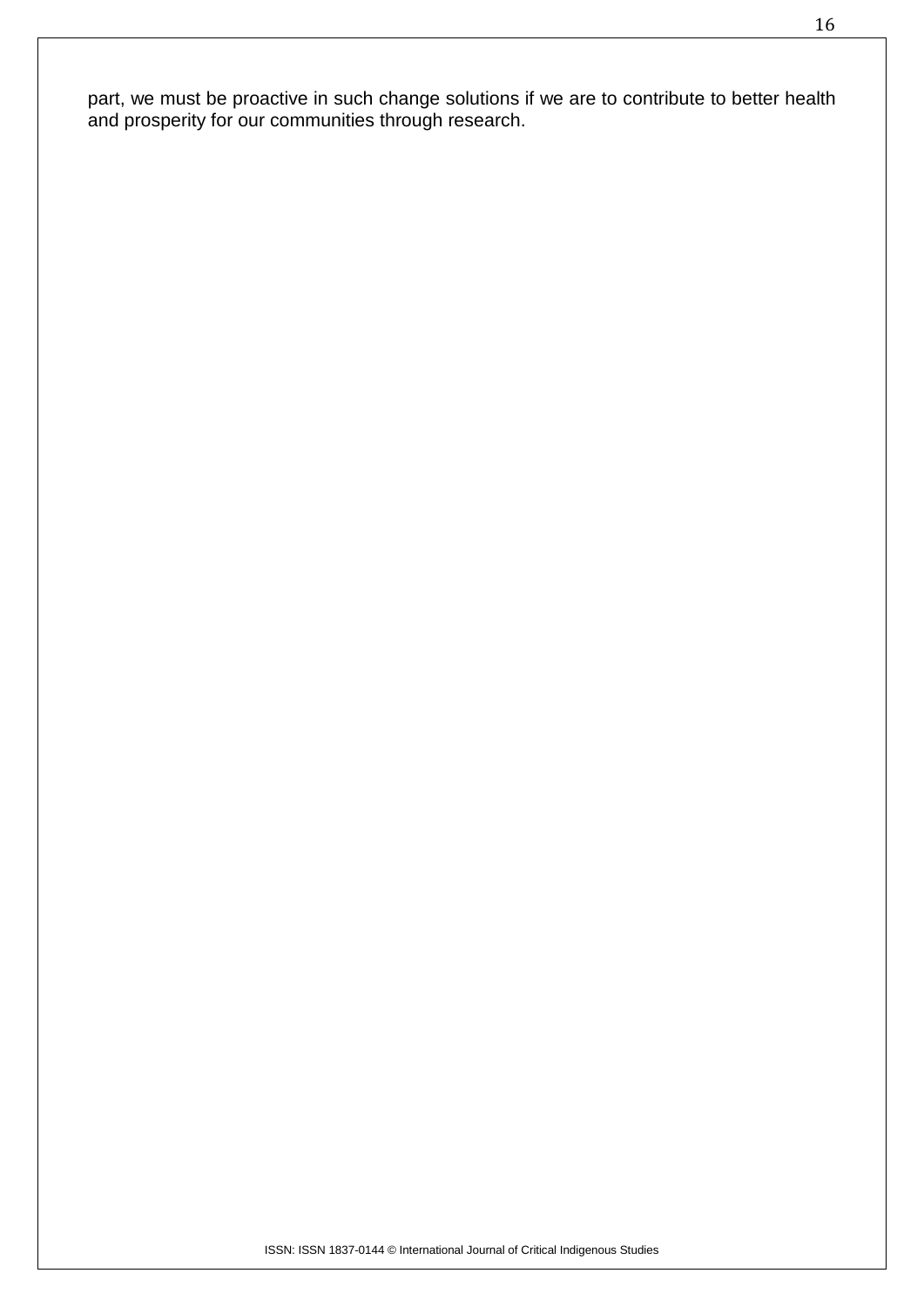part, we must be proactive in such change solutions if we are to contribute to better health and prosperity for our communities through research.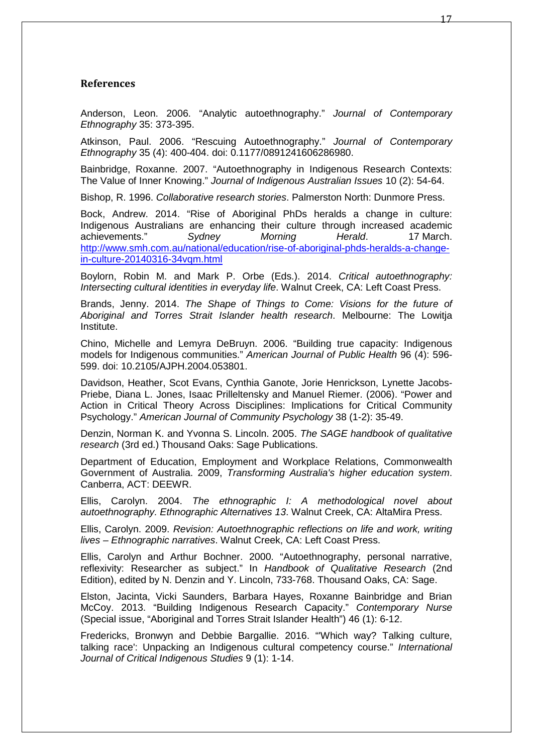## References

Anderson, Leon. 2006. "Analytic autoethnography." *Journal of Contemporary Ethnography* 35: 373-395.

Atkinson, Paul. 2006. "Rescuing Autoethnography." *Journal of Contemporary Ethnography* 35 (4): 400-404. doi: 0.1177/0891241606286980.

Bainbridge, Roxanne. 2007. "Autoethnography in Indigenous Research Contexts: The Value of Inner Knowing." *Journal of Indigenous Australian Issues* 10 (2): 54-64.

Bishop, R. 1996. *Collaborative research stories*. Palmerston North: Dunmore Press.

Bock, Andrew. 2014. "Rise of Aboriginal PhDs heralds a change in culture: Indigenous Australians are enhancing their culture through increased academic achievements." *Sydney Morning Herald*. 17 March. http://www.smh.com.au/national/education/rise-of-aboriginal-phds-heralds-a-change-in-culture-20140316-34vqm.html

Boylorn, Robin M. and Mark P. Orbe (Eds.). 2014. *Critical autoethnography: Intersecting cultural identities in everyday life*. Walnut Creek, CA: Left Coast Press.

Brands, Jenny. 2014. *The Shape of Things to Come: Visions for the future of Aboriginal and Torres Strait Islander health research*. Melbourne: The Lowitja Institute.

Chino, Michelle and Lemyra DeBruyn. 2006. "Building true capacity: Indigenous models for Indigenous communities." *American Journal of Public Health* 96 (4): 596-599. doi: 10.2105/AJPH.2004.053801.

Davidson, Heather, Scot Evans, Cynthia Ganote, Jorie Henrickson, Lynette Jacobs-Priebe, Diana L. Jones, Isaac Prilleltensky and Manuel Riemer. (2006). "Power and Action in Critical Theory Across Disciplines: Implications for Critical Community Psychology." *American Journal of Community Psychology* 38 (1-2): 35-49.

Denzin, Norman K. and Yvonna S. Lincoln. 2005. *The SAGE handbook of qualitative research* (3rd ed.) Thousand Oaks: Sage Publications.

Department of Education, Employment and Workplace Relations, Commonwealth Government of Australia. 2009, *Transforming Australia's higher education system*. Canberra, ACT: DEEWR.

Ellis, Carolyn. 2004. *The ethnographic I: A methodological novel about autoethnography. Ethnographic Alternatives 13*. Walnut Creek, CA: AltaMira Press.

Ellis, Carolyn. 2009. *Revision: Autoethnographic reflections on life and work, writing lives – Ethnographic narratives*. Walnut Creek, CA: Left Coast Press.

Ellis, Carolyn and Arthur Bochner. 2000. "Autoethnography, personal narrative, reflexivity: Researcher as subject." In *Handbook of Qualitative Research* (2nd Edition), edited by N. Denzin and Y. Lincoln, 733-768. Thousand Oaks, CA: Sage.

Elston, Jacinta, Vicki Saunders, Barbara Hayes, Roxanne Bainbridge and Brian McCoy. 2013. "Building Indigenous Research Capacity." *Contemporary Nurse* (Special issue, "Aboriginal and Torres Strait Islander Health") 46 (1): 6-12.

Fredericks, Bronwyn and Debbie Bargallie. 2016. "'Which way? Talking culture, talking race': Unpacking an Indigenous cultural competency course." *International Journal of Critical Indigenous Studies* 9 (1): 1-14.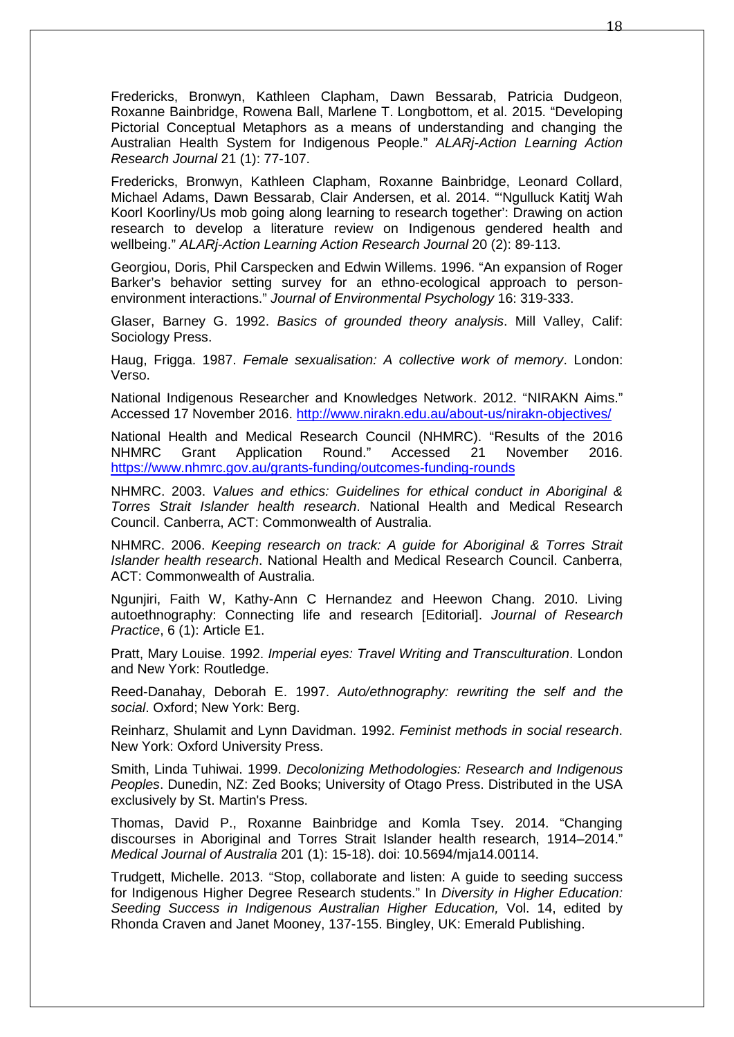Fredericks, Bronwyn, Kathleen Clapham, Dawn Bessarab, Patricia Dudgeon, Roxanne Bainbridge, Rowena Ball, Marlene T. Longbottom, et al. 2015. "Developing Pictorial Conceptual Metaphors as a means of understanding and changing the Australian Health System for Indigenous People." *ALARj-Action Learning Action Research Journal* 21 (1): 77-107.

Fredericks, Bronwyn, Kathleen Clapham, Roxanne Bainbridge, Leonard Collard, Michael Adams, Dawn Bessarab, Clair Andersen, et al. 2014. "'Ngulluck Katitj Wah Koorl Koorliny/Us mob going along learning to research together': Drawing on action research to develop a literature review on Indigenous gendered health and wellbeing." *ALARj-Action Learning Action Research Journal* 20 (2): 89-113.

Georgiou, Doris, Phil Carspecken and Edwin Willems. 1996. "An expansion of Roger Barker's behavior setting survey for an ethno-ecological approach to person-environment interactions." *Journal of Environmental Psychology* 16: 319-333.

Glaser, Barney G. 1992. *Basics of grounded theory analysis*. Mill Valley, Calif: Sociology Press.

Haug, Frigga. 1987. *Female sexualisation: A collective work of memory*. London: Verso.

National Indigenous Researcher and Knowledges Network. 2012. "NIRAKN Aims." Accessed 17 November 2016. http://www.nirakn.edu.au/about-us/nirakn-objectives/

National Health and Medical Research Council (NHMRC). "Results of the 2016 NHMRC Grant Application Round." Accessed 21 November 2016. https://www.nhmrc.gov.au/grants-funding/outcomes-funding-rounds

NHMRC. 2003. *Values and ethics: Guidelines for ethical conduct in Aboriginal & Torres Strait Islander health research*. National Health and Medical Research Council. Canberra, ACT: Commonwealth of Australia.

NHMRC. 2006. *Keeping research on track: A guide for Aboriginal & Torres Strait Islander health research*. National Health and Medical Research Council. Canberra, ACT: Commonwealth of Australia.

Ngunjiri, Faith W, Kathy-Ann C Hernandez and Heewon Chang. 2010. Living autoethnography: Connecting life and research [Editorial]. *Journal of Research Practice*, 6 (1): Article E1.

Pratt, Mary Louise. 1992. *Imperial eyes: Travel Writing and Transculturation*. London and New York: Routledge.

Reed-Danahay, Deborah E. 1997. *Auto/ethnography: rewriting the self and the social*. Oxford; New York: Berg.

Reinharz, Shulamit and Lynn Davidman. 1992. *Feminist methods in social research*. New York: Oxford University Press.

Smith, Linda Tuhiwai. 1999. *Decolonizing Methodologies: Research and Indigenous Peoples*. Dunedin, NZ: Zed Books; University of Otago Press. Distributed in the USA exclusively by St. Martin's Press.

Thomas, David P., Roxanne Bainbridge and Komla Tsey. 2014. "Changing discourses in Aboriginal and Torres Strait Islander health research, 1914–2014." *Medical Journal of Australia* 201 (1): 15-18). doi: 10.5694/mja14.00114.

Trudgett, Michelle. 2013. "Stop, collaborate and listen: A guide to seeding success for Indigenous Higher Degree Research students." In *Diversity in Higher Education: Seeding Success in Indigenous Australian Higher Education,* Vol. 14, edited by Rhonda Craven and Janet Mooney, 137-155. Bingley, UK: Emerald Publishing.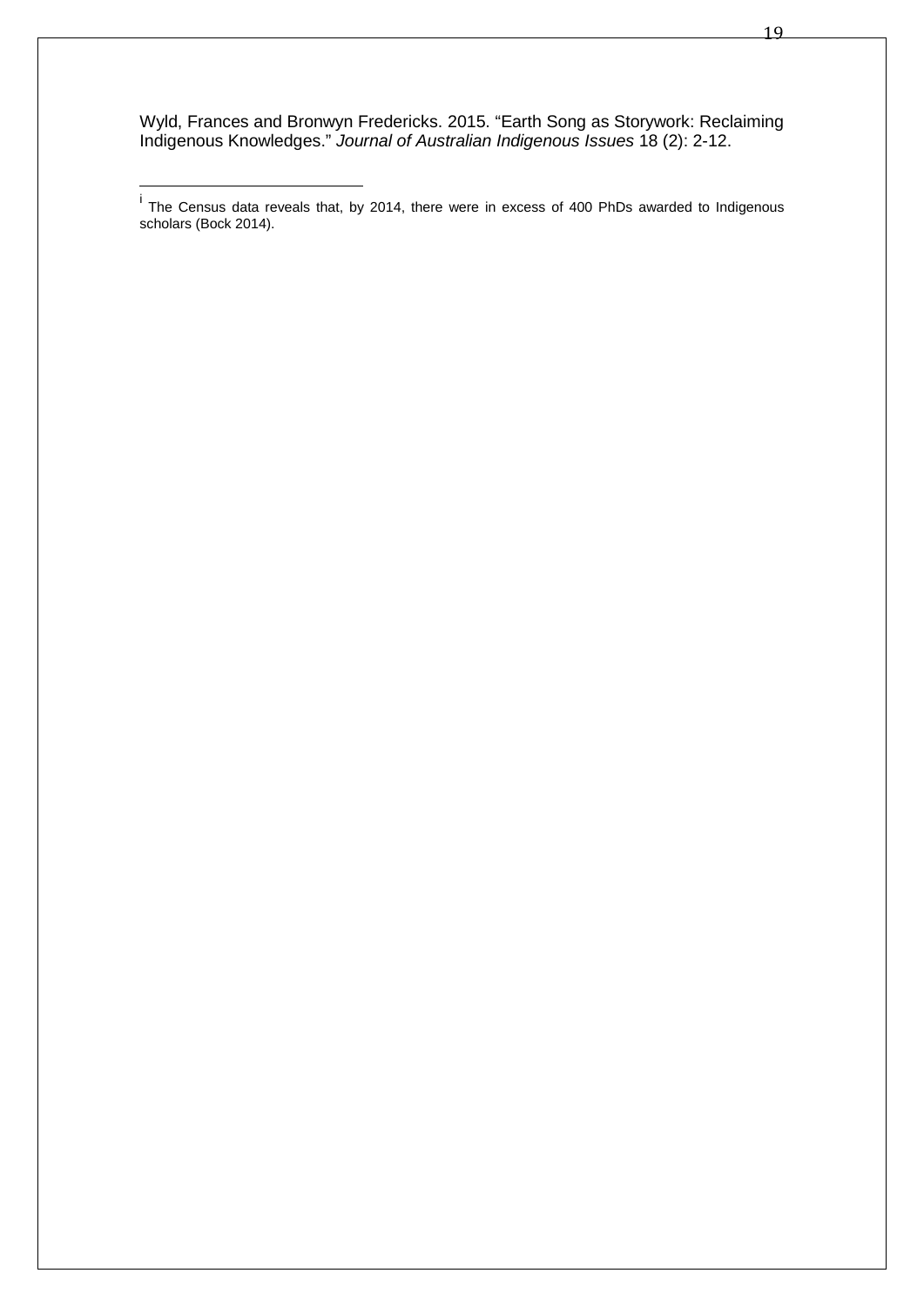Wyld, Frances and Bronwyn Fredericks. 2015. "Earth Song as Storywork: Reclaiming Indigenous Knowledges." *Journal of Australian Indigenous Issues* 18 (2): 2-12.

---

[i] The Census data reveals that, by 2014, there were in excess of 400 PhDs awarded to Indigenous scholars (Bock 2014).